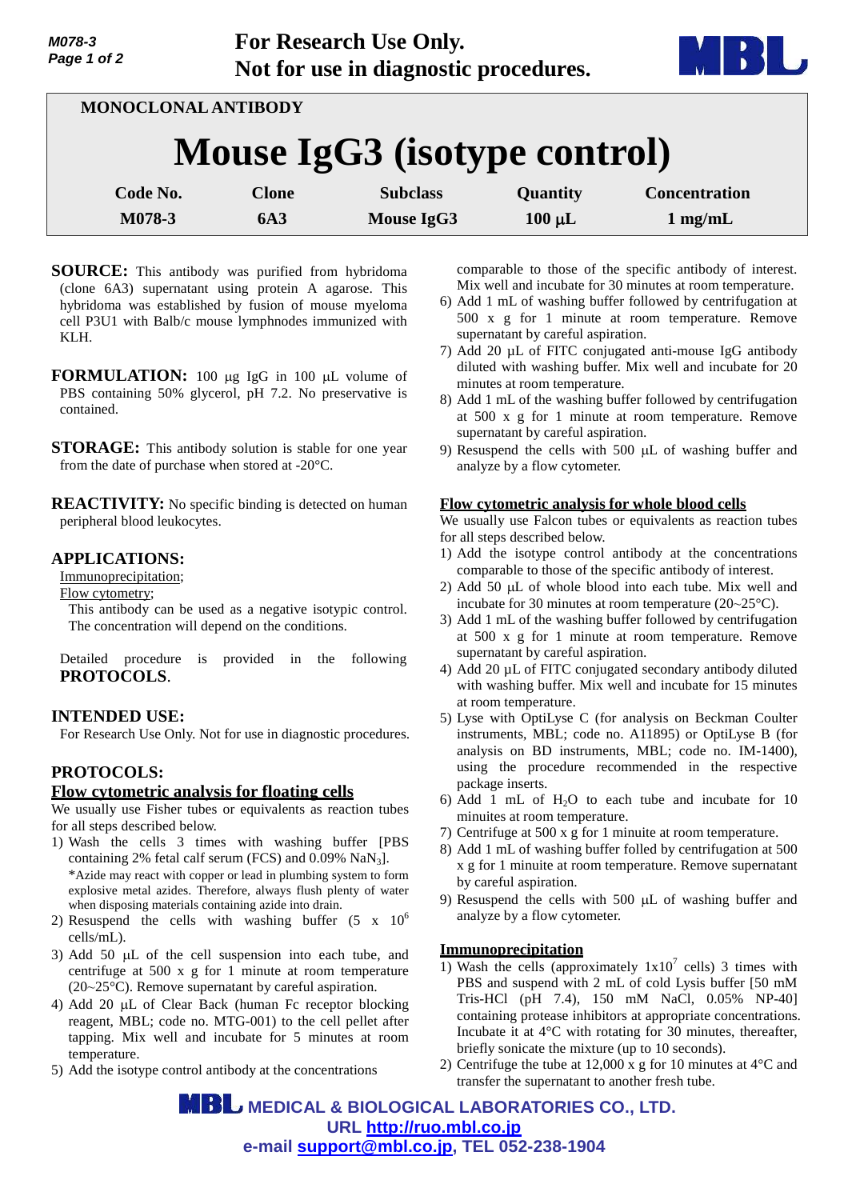**For Research Use Only.**
**Not for use in diagnostic procedures.**

MONOCLONAL ANTIBODY

# Mouse IgG3 (isotype control)

| Code No. | Clone | Subclass | Quantity | Concentration |
| --- | --- | --- | --- | --- |
| M078-3 | 6A3 | Mouse IgG3 | 100 μL | 1 mg/mL |

**SOURCE:** This antibody was purified from hybridoma (clone 6A3) supernatant using protein A agarose. This hybridoma was established by fusion of mouse myeloma cell P3U1 with Balb/c mouse lymphnodes immunized with KLH.

**FORMULATION:** 100 μg IgG in 100 μL volume of PBS containing 50% glycerol, pH 7.2. No preservative is contained.

**STORAGE:** This antibody solution is stable for one year from the date of purchase when stored at -20°C.

**REACTIVITY:** No specific binding is detected on human peripheral blood leukocytes.

## APPLICATIONS:

Immunoprecipitation;
Flow cytometry;
This antibody can be used as a negative isotypic control. The concentration will depend on the conditions.

Detailed procedure is provided in the following **PROTOCOLS**.

## INTENDED USE:

For Research Use Only. Not for use in diagnostic procedures.

## PROTOCOLS:

### Flow cytometric analysis for floating cells

We usually use Fisher tubes or equivalents as reaction tubes for all steps described below.

1) Wash the cells 3 times with washing buffer [PBS containing 2% fetal calf serum (FCS) and 0.09% $NaN_3$].
   *Azide may react with copper or lead in plumbing system to form explosive metal azides. Therefore, always flush plenty of water when disposing materials containing azide into drain.
2) Resuspend the cells with washing buffer ($5 \times 10^6$ cells/mL).
3) Add 50 μL of the cell suspension into each tube, and centrifuge at 500 x g for 1 minute at room temperature (20~25°C). Remove supernatant by careful aspiration.
4) Add 20 μL of Clear Back (human Fc receptor blocking reagent, MBL; code no. MTG-001) to the cell pellet after tapping. Mix well and incubate for 5 minutes at room temperature.
5) Add the isotype control antibody at the concentrations comparable to those of the specific antibody of interest. Mix well and incubate for 30 minutes at room temperature.
6) Add 1 mL of washing buffer followed by centrifugation at 500 x g for 1 minute at room temperature. Remove supernatant by careful aspiration.
7) Add 20 μL of FITC conjugated anti-mouse IgG antibody diluted with washing buffer. Mix well and incubate for 20 minutes at room temperature.
8) Add 1 mL of the washing buffer followed by centrifugation at 500 x g for 1 minute at room temperature. Remove supernatant by careful aspiration.
9) Resuspend the cells with 500 μL of washing buffer and analyze by a flow cytometer.

### Flow cytometric analysis for whole blood cells

We usually use Falcon tubes or equivalents as reaction tubes for all steps described below.

1) Add the isotype control antibody at the concentrations comparable to those of the specific antibody of interest.
2) Add 50 μL of whole blood into each tube. Mix well and incubate for 30 minutes at room temperature (20~25°C).
3) Add 1 mL of the washing buffer followed by centrifugation at 500 x g for 1 minute at room temperature. Remove supernatant by careful aspiration.
4) Add 20 μL of FITC conjugated secondary antibody diluted with washing buffer. Mix well and incubate for 15 minutes at room temperature.
5) Lyse with OptiLyse C (for analysis on Beckman Coulter instruments, MBL; code no. A11895) or OptiLyse B (for analysis on BD instruments, MBL; code no. IM-1400), using the procedure recommended in the respective package inserts.
6) Add 1 mL of $H_2O$ to each tube and incubate for 10 minutes at room temperature.
7) Centrifuge at 500 x g for 1 minute at room temperature.
8) Add 1 mL of washing buffer folled by centrifugation at 500 x g for 1 minute at room temperature. Remove supernatant by careful aspiration.
9) Resuspend the cells with 500 μL of washing buffer and analyze by a flow cytometer.

### Immunoprecipitation

1) Wash the cells (approximately $1 \times 10^7$ cells) 3 times with PBS and suspend with 2 mL of cold Lysis buffer [50 mM Tris-HCl (pH 7.4), 150 mM NaCl, 0.05% NP-40] containing protease inhibitors at appropriate concentrations. Incubate it at 4°C with rotating for 30 minutes, thereafter, briefly sonicate the mixture (up to 10 seconds).
2) Centrifuge the tube at 12,000 x g for 10 minutes at 4°C and transfer the supernatant to another fresh tube.

**MEDICAL & BIOLOGICAL LABORATORIES CO., LTD.**
**URL http://ruo.mbl.co.jp**
**e-mail support@mbl.co.jp, TEL 052-238-1904**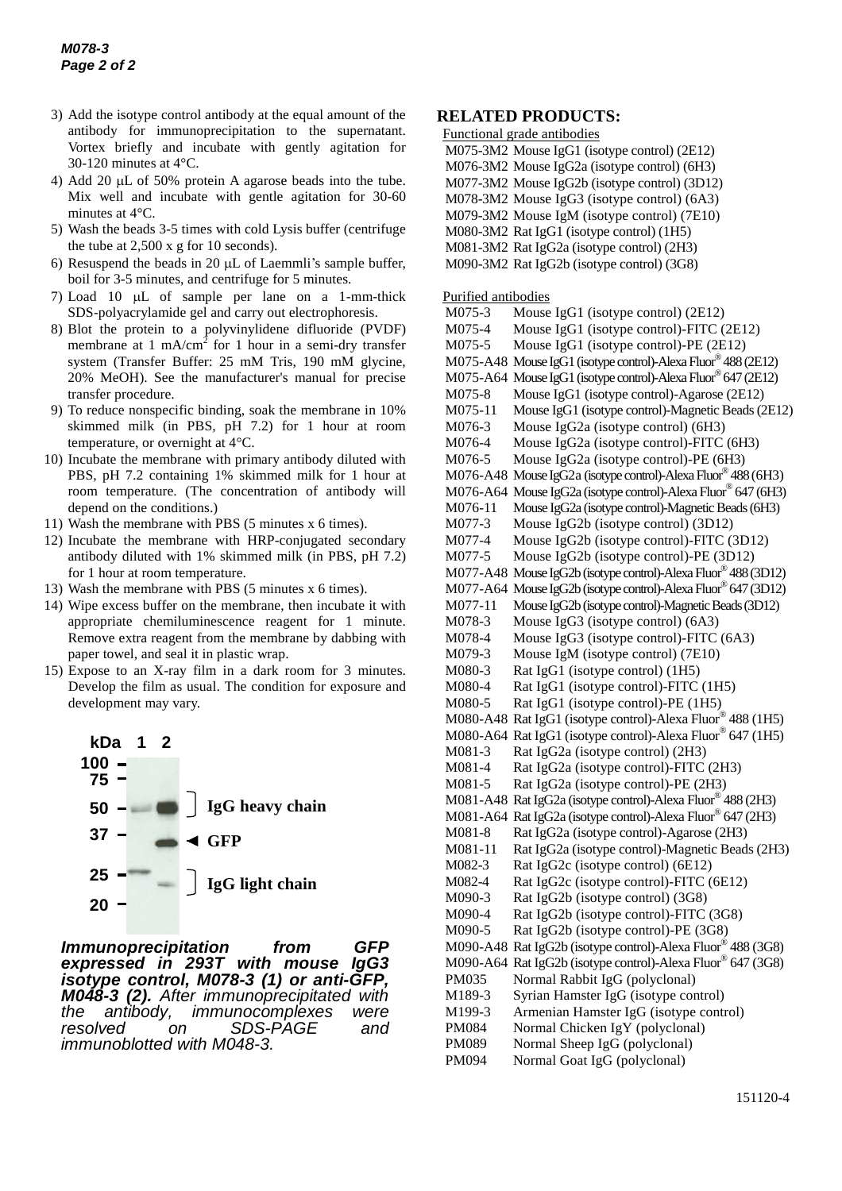3) Add the isotype control antibody at the equal amount of the antibody for immunoprecipitation to the supernatant. Vortex briefly and incubate with gently agitation for 30-120 minutes at 4°C.
4) Add 20 μL of 50% protein A agarose beads into the tube. Mix well and incubate with gentle agitation for 30-60 minutes at 4°C.
5) Wash the beads 3-5 times with cold Lysis buffer (centrifuge the tube at 2,500 x g for 10 seconds).
6) Resuspend the beads in 20 μL of Laemmli's sample buffer, boil for 3-5 minutes, and centrifuge for 5 minutes.
7) Load 10 μL of sample per lane on a 1-mm-thick SDS-polyacrylamide gel and carry out electrophoresis.
8) Blot the protein to a polyvinylidene difluoride (PVDF) membrane at 1 mA/cm$^2$ for 1 hour in a semi-dry transfer system (Transfer Buffer: 25 mM Tris, 190 mM glycine, 20% MeOH). See the manufacturer's manual for precise transfer procedure.
9) To reduce nonspecific binding, soak the membrane in 10% skimmed milk (in PBS, pH 7.2) for 1 hour at room temperature, or overnight at 4°C.
10) Incubate the membrane with primary antibody diluted with PBS, pH 7.2 containing 1% skimmed milk for 1 hour at room temperature. (The concentration of antibody will depend on the conditions.)
11) Wash the membrane with PBS (5 minutes x 6 times).
12) Incubate the membrane with HRP-conjugated secondary antibody diluted with 1% skimmed milk (in PBS, pH 7.2) for 1 hour at room temperature.
13) Wash the membrane with PBS (5 minutes x 6 times).
14) Wipe excess buffer on the membrane, then incubate it with appropriate chemiluminescence reagent for 1 minute. Remove extra reagent from the membrane by dabbing with paper towel, and seal it in plastic wrap.
15) Expose to an X-ray film in a dark room for 3 minutes. Develop the film as usual. The condition for exposure and development may vary.

kDa 1 2
100
75
50
37
25
20
IgG heavy chain
GFP
IgG light chain

***Immunoprecipitation from GFP expressed in 293T with mouse IgG3 isotype control, M078-3 (1) or anti-GFP, M048-3 (2).*** *After immunoprecipitated with the antibody, immunocomplexes were resolved on SDS-PAGE and immunoblotted with M048-3.*

## RELATED PRODUCTS:

Functional grade antibodies

M075-3M2 Mouse IgG1 (isotype control) (2E12)
M076-3M2 Mouse IgG2a (isotype control) (6H3)
M077-3M2 Mouse IgG2b (isotype control) (3D12)
M078-3M2 Mouse IgG3 (isotype control) (6A3)
M079-3M2 Mouse IgM (isotype control) (7E10)
M080-3M2 Rat IgG1 (isotype control) (1H5)
M081-3M2 Rat IgG2a (isotype control) (2H3)
M090-3M2 Rat IgG2b (isotype control) (3G8)

Purified antibodies

M075-3 Mouse IgG1 (isotype control) (2E12)
M075-4 Mouse IgG1 (isotype control)-FITC (2E12)
M075-5 Mouse IgG1 (isotype control)-PE (2E12)
M075-A48 Mouse IgG1 (isotype control)-Alexa Fluor® 488 (2E12)
M075-A64 Mouse IgG1 (isotype control)-Alexa Fluor® 647 (2E12)
M075-8 Mouse IgG1 (isotype control)-Agarose (2E12)
M075-11 Mouse IgG1 (isotype control)-Magnetic Beads (2E12)
M076-3 Mouse IgG2a (isotype control) (6H3)
M076-4 Mouse IgG2a (isotype control)-FITC (6H3)
M076-5 Mouse IgG2a (isotype control)-PE (6H3)
M076-A48 Mouse IgG2a (isotype control)-Alexa Fluor® 488 (6H3)
M076-A64 Mouse IgG2a (isotype control)-Alexa Fluor® 647 (6H3)
M076-11 Mouse IgG2a (isotype control)-Magnetic Beads (6H3)
M077-3 Mouse IgG2b (isotype control) (3D12)
M077-4 Mouse IgG2b (isotype control)-FITC (3D12)
M077-5 Mouse IgG2b (isotype control)-PE (3D12)
M077-A48 Mouse IgG2b (isotype control)-Alexa Fluor® 488 (3D12)
M077-A64 Mouse IgG2b (isotype control)-Alexa Fluor® 647 (3D12)
M077-11 Mouse IgG2b (isotype control)-Magnetic Beads (3D12)
M078-3 Mouse IgG3 (isotype control) (6A3)
M078-4 Mouse IgG3 (isotype control)-FITC (6A3)
M079-3 Mouse IgM (isotype control) (7E10)
M080-3 Rat IgG1 (isotype control) (1H5)
M080-4 Rat IgG1 (isotype control)-FITC (1H5)
M080-5 Rat IgG1 (isotype control)-PE (1H5)
M080-A48 Rat IgG1 (isotype control)-Alexa Fluor® 488 (1H5)
M080-A64 Rat IgG1 (isotype control)-Alexa Fluor® 647 (1H5)
M081-3 Rat IgG2a (isotype control) (2H3)
M081-4 Rat IgG2a (isotype control)-FITC (2H3)
M081-5 Rat IgG2a (isotype control)-PE (2H3)
M081-A48 Rat IgG2a (isotype control)-Alexa Fluor® 488 (2H3)
M081-A64 Rat IgG2a (isotype control)-Alexa Fluor® 647 (2H3)
M081-8 Rat IgG2a (isotype control)-Agarose (2H3)
M081-11 Rat IgG2a (isotype control)-Magnetic Beads (2H3)
M082-3 Rat IgG2c (isotype control) (6E12)
M082-4 Rat IgG2c (isotype control)-FITC (6E12)
M090-3 Rat IgG2b (isotype control) (3G8)
M090-4 Rat IgG2b (isotype control)-FITC (3G8)
M090-5 Rat IgG2b (isotype control)-PE (3G8)
M090-A48 Rat IgG2b (isotype control)-Alexa Fluor® 488 (3G8)
M090-A64 Rat IgG2b (isotype control)-Alexa Fluor® 647 (3G8)
PM035 Normal Rabbit IgG (polyclonal)
M189-3 Syrian Hamster IgG (isotype control)
M199-3 Armenian Hamster IgG (isotype control)
PM084 Normal Chicken IgY (polyclonal)
PM089 Normal Sheep IgG (polyclonal)
PM094 Normal Goat IgG (polyclonal)

151120-4